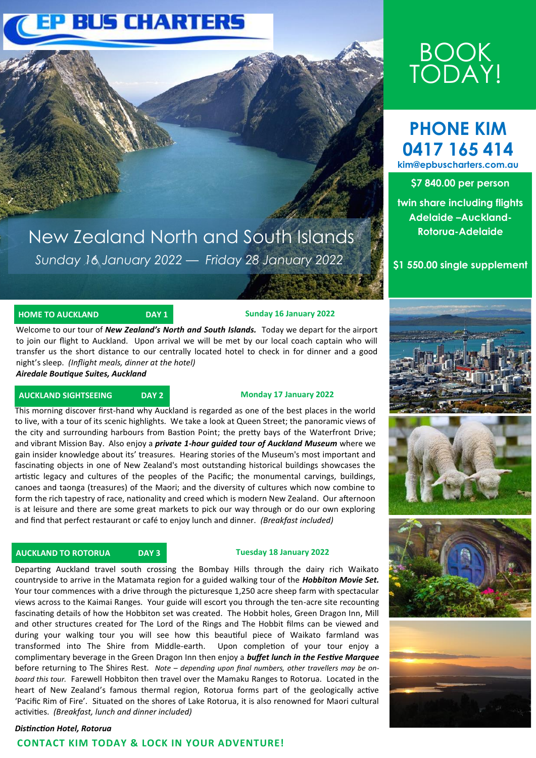EP BUS CHARTERS

# New Zealand North and South Islands

*Sunday 16 January 2022 — Friday 28 January 2022*

# BOOK TODAY!

## PHONE KIM 0417 165 414

kim@epbuscharters.com.au

**$7 840.00 per person**

**twin share including flights Adelaide –Auckland-Rotorua-Adelaide**

**$1 550.00 single supplement**

### HOME TO AUCKLAND — DAY 1 — Sunday 16 January 2022

Welcome to our tour of ***New Zealand's North and South Islands.*** Today we depart for the airport to join our flight to Auckland. Upon arrival we will be met by our local coach captain who will transfer us the short distance to our centrally located hotel to check in for dinner and a good night's sleep. *(Inflight meals, dinner at the hotel)*

***Airedale Boutique Suites, Auckland***

### AUCKLAND SIGHTSEEING — DAY 2 — Monday 17 January 2022

This morning discover first-hand why Auckland is regarded as one of the best places in the world to live, with a tour of its scenic highlights. We take a look at Queen Street; the panoramic views of the city and surrounding harbours from Bastion Point; the pretty bays of the Waterfront Drive; and vibrant Mission Bay. Also enjoy a ***private 1-hour guided tour of Auckland Museum*** where we gain insider knowledge about its' treasures. Hearing stories of the Museum's most important and fascinating objects in one of New Zealand's most outstanding historical buildings showcases the artistic legacy and cultures of the peoples of the Pacific; the monumental carvings, buildings, canoes and taonga (treasures) of the Maori; and the diversity of cultures which now combine to form the rich tapestry of race, nationality and creed which is modern New Zealand. Our afternoon is at leisure and there are some great markets to pick our way through or do our own exploring and find that perfect restaurant or café to enjoy lunch and dinner. *(Breakfast included)*

### AUCKLAND TO ROTORUA — DAY 3 — Tuesday 18 January 2022

Departing Auckland travel south crossing the Bombay Hills through the dairy rich Waikato countryside to arrive in the Matamata region for a guided walking tour of the ***Hobbiton Movie Set.*** Your tour commences with a drive through the picturesque 1,250 acre sheep farm with spectacular views across to the Kaimai Ranges. Your guide will escort you through the ten-acre site recounting fascinating details of how the Hobbiton set was created. The Hobbit holes, Green Dragon Inn, Mill and other structures created for The Lord of the Rings and The Hobbit films can be viewed and during your walking tour you will see how this beautiful piece of Waikato farmland was transformed into The Shire from Middle-earth. Upon completion of your tour enjoy a complimentary beverage in the Green Dragon Inn then enjoy a ***buffet lunch in the Festive Marquee*** before returning to The Shires Rest. *Note – depending upon final numbers, other travellers may be on-board this tour.* Farewell Hobbiton then travel over the Mamaku Ranges to Rotorua. Located in the heart of New Zealand's famous thermal region, Rotorua forms part of the geologically active 'Pacific Rim of Fire'. Situated on the shores of Lake Rotorua, it is also renowned for Maori cultural activities. *(Breakfast, lunch and dinner included)*

***Distinction Hotel, Rotorua***

**CONTACT KIM TODAY & LOCK IN YOUR ADVENTURE!**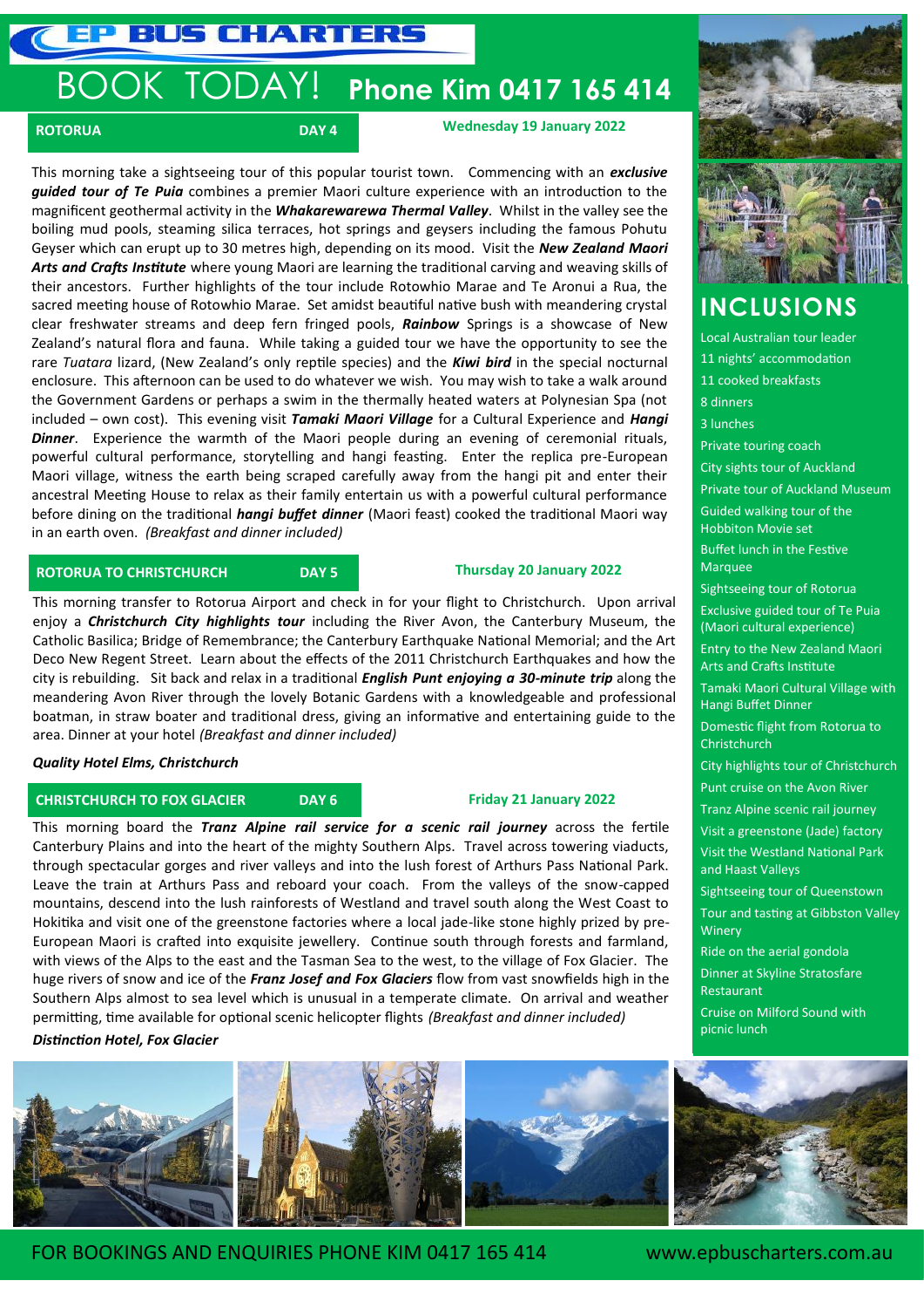# EP BUS CHARTERS

# BOOK TODAY! Phone Kim 0417 165 414

## ROTORUA — DAY 4 — Wednesday 19 January 2022

This morning take a sightseeing tour of this popular tourist town. Commencing with an ***exclusive guided tour of Te Puia*** combines a premier Maori culture experience with an introduction to the magnificent geothermal activity in the ***Whakarewarewa Thermal Valley***. Whilst in the valley see the boiling mud pools, steaming silica terraces, hot springs and geysers including the famous Pohutu Geyser which can erupt up to 30 metres high, depending on its mood. Visit the ***New Zealand Maori Arts and Crafts Institute*** where young Maori are learning the traditional carving and weaving skills of their ancestors. Further highlights of the tour include Rotowhio Marae and Te Aronui a Rua, the sacred meeting house of Rotowhio Marae. Set amidst beautiful native bush with meandering crystal clear freshwater streams and deep fern fringed pools, ***Rainbow*** Springs is a showcase of New Zealand's natural flora and fauna. While taking a guided tour we have the opportunity to see the rare *Tuatara* lizard, (New Zealand's only reptile species) and the ***Kiwi bird*** in the special nocturnal enclosure. This afternoon can be used to do whatever we wish. You may wish to take a walk around the Government Gardens or perhaps a swim in the thermally heated waters at Polynesian Spa (not included – own cost). This evening visit ***Tamaki Maori Village*** for a Cultural Experience and ***Hangi Dinner***. Experience the warmth of the Maori people during an evening of ceremonial rituals, powerful cultural performance, storytelling and hangi feasting. Enter the replica pre-European Maori village, witness the earth being scraped carefully away from the hangi pit and enter their ancestral Meeting House to relax as their family entertain us with a powerful cultural performance before dining on the traditional ***hangi buffet dinner*** (Maori feast) cooked the traditional Maori way in an earth oven. *(Breakfast and dinner included)*

## ROTORUA TO CHRISTCHURCH — DAY 5 — Thursday 20 January 2022

This morning transfer to Rotorua Airport and check in for your flight to Christchurch. Upon arrival enjoy a ***Christchurch City highlights tour*** including the River Avon, the Canterbury Museum, the Catholic Basilica; Bridge of Remembrance; the Canterbury Earthquake National Memorial; and the Art Deco New Regent Street. Learn about the effects of the 2011 Christchurch Earthquakes and how the city is rebuilding. Sit back and relax in a traditional ***English Punt enjoying a 30-minute trip*** along the meandering Avon River through the lovely Botanic Gardens with a knowledgeable and professional boatman, in straw boater and traditional dress, giving an informative and entertaining guide to the area. Dinner at your hotel *(Breakfast and dinner included)*

***Quality Hotel Elms, Christchurch***

## CHRISTCHURCH TO FOX GLACIER — DAY 6 — Friday 21 January 2022

This morning board the ***Tranz Alpine rail service for a scenic rail journey*** across the fertile Canterbury Plains and into the heart of the mighty Southern Alps. Travel across towering viaducts, through spectacular gorges and river valleys and into the lush forest of Arthurs Pass National Park. Leave the train at Arthurs Pass and reboard your coach. From the valleys of the snow-capped mountains, descend into the lush rainforests of Westland and travel south along the West Coast to Hokitika and visit one of the greenstone factories where a local jade-like stone highly prized by pre-European Maori is crafted into exquisite jewellery. Continue south through forests and farmland, with views of the Alps to the east and the Tasman Sea to the west, to the village of Fox Glacier. The huge rivers of snow and ice of the ***Franz Josef and Fox Glaciers*** flow from vast snowfields high in the Southern Alps almost to sea level which is unusual in a temperate climate. On arrival and weather permitting, time available for optional scenic helicopter flights *(Breakfast and dinner included)*

***Distinction Hotel, Fox Glacier***

## INCLUSIONS

- Local Australian tour leader
- 11 nights' accommodation
- 11 cooked breakfasts
- 8 dinners
- 3 lunches
- Private touring coach
- City sights tour of Auckland
- Private tour of Auckland Museum
- Guided walking tour of the Hobbiton Movie set
- Buffet lunch in the Festive Marquee
- Sightseeing tour of Rotorua
- Exclusive guided tour of Te Puia (Maori cultural experience)
- Entry to the New Zealand Maori Arts and Crafts Institute
- Tamaki Maori Cultural Village with Hangi Buffet Dinner
- Domestic flight from Rotorua to Christchurch
- City highlights tour of Christchurch
- Punt cruise on the Avon River
- Tranz Alpine scenic rail journey
- Visit a greenstone (Jade) factory
- Visit the Westland National Park and Haast Valleys
- Sightseeing tour of Queenstown
- Tour and tasting at Gibbston Valley Winery
- Ride on the aerial gondola
- Dinner at Skyline Stratosfare Restaurant
- Cruise on Milford Sound with picnic lunch

FOR BOOKINGS AND ENQUIRIES PHONE KIM 0417 165 414 — www.epbuscharters.com.au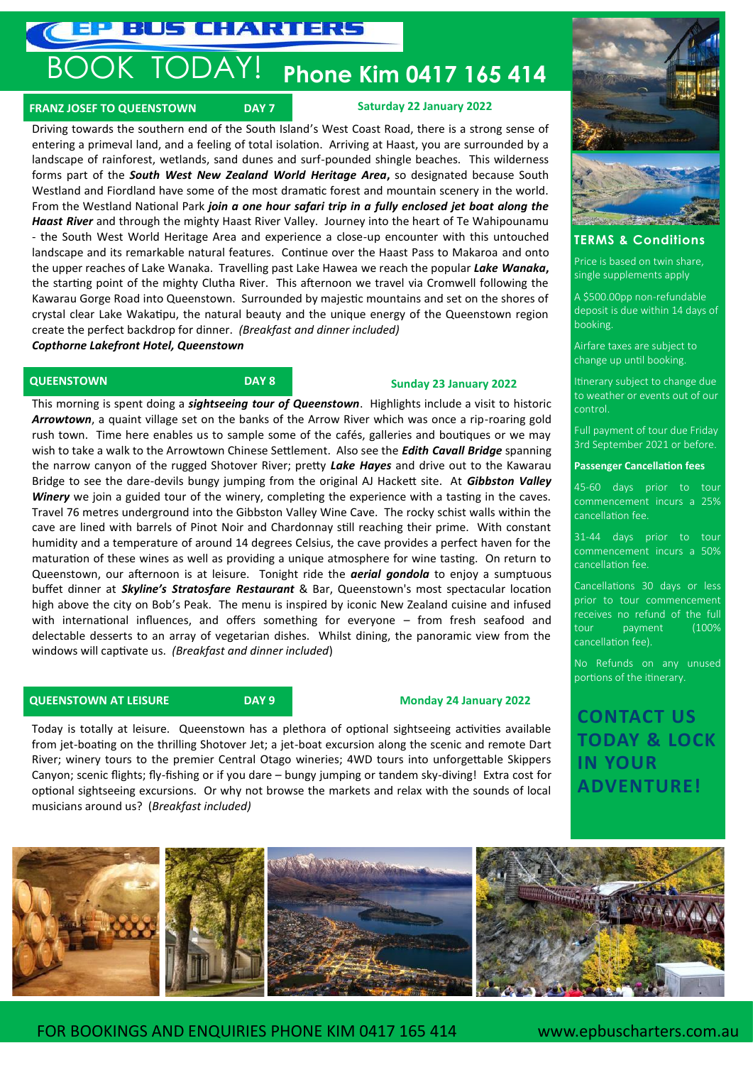# EP BUS CHARTERS

## BOOK TODAY! Phone Kim 0417 165 414

### FRANZ JOSEF TO QUEENSTOWN — DAY 7 — Saturday 22 January 2022

Driving towards the southern end of the South Island's West Coast Road, there is a strong sense of entering a primeval land, and a feeling of total isolation. Arriving at Haast, you are surrounded by a landscape of rainforest, wetlands, sand dunes and surf-pounded shingle beaches. This wilderness forms part of the ***South West New Zealand World Heritage Area***, so designated because South Westland and Fiordland have some of the most dramatic forest and mountain scenery in the world. From the Westland National Park ***join a one hour safari trip in a fully enclosed jet boat along the Haast River*** and through the mighty Haast River Valley. Journey into the heart of Te Wahipounamu - the South West World Heritage Area and experience a close-up encounter with this untouched landscape and its remarkable natural features. Continue over the Haast Pass to Makaroa and onto the upper reaches of Lake Wanaka. Travelling past Lake Hawea we reach the popular ***Lake Wanaka***, the starting point of the mighty Clutha River. This afternoon we travel via Cromwell following the Kawarau Gorge Road into Queenstown. Surrounded by majestic mountains and set on the shores of crystal clear Lake Wakatipu, the natural beauty and the unique energy of the Queenstown region create the perfect backdrop for dinner. *(Breakfast and dinner included)*

***Copthorne Lakefront Hotel, Queenstown***

### QUEENSTOWN — DAY 8 — Sunday 23 January 2022

This morning is spent doing a ***sightseeing tour of Queenstown***. Highlights include a visit to historic ***Arrowtown***, a quaint village set on the banks of the Arrow River which was once a rip-roaring gold rush town. Time here enables us to sample some of the cafés, galleries and boutiques or we may wish to take a walk to the Arrowtown Chinese Settlement. Also see the ***Edith Cavall Bridge*** spanning the narrow canyon of the rugged Shotover River; pretty ***Lake Hayes*** and drive out to the Kawarau Bridge to see the dare-devils bungy jumping from the original AJ Hackett site. At ***Gibbston Valley Winery*** we join a guided tour of the winery, completing the experience with a tasting in the caves. Travel 76 metres underground into the Gibbston Valley Wine Cave. The rocky schist walls within the cave are lined with barrels of Pinot Noir and Chardonnay still reaching their prime. With constant humidity and a temperature of around 14 degrees Celsius, the cave provides a perfect haven for the maturation of these wines as well as providing a unique atmosphere for wine tasting. On return to Queenstown, our afternoon is at leisure. Tonight ride the ***aerial gondola*** to enjoy a sumptuous buffet dinner at ***Skyline's Stratosfare Restaurant*** & Bar, Queenstown's most spectacular location high above the city on Bob's Peak. The menu is inspired by iconic New Zealand cuisine and infused with international influences, and offers something for everyone – from fresh seafood and delectable desserts to an array of vegetarian dishes. Whilst dining, the panoramic view from the windows will captivate us. *(Breakfast and dinner included)*

### QUEENSTOWN AT LEISURE — DAY 9 — Monday 24 January 2022

Today is totally at leisure. Queenstown has a plethora of optional sightseeing activities available from jet-boating on the thrilling Shotover Jet; a jet-boat excursion along the scenic and remote Dart River; winery tours to the premier Central Otago wineries; 4WD tours into unforgettable Skippers Canyon; scenic flights; fly-fishing or if you dare – bungy jumping or tandem sky-diving! Extra cost for optional sightseeing excursions. Or why not browse the markets and relax with the sounds of local musicians around us? (*Breakfast included)*

### TERMS & Conditions

Price is based on twin share, single supplements apply

A $500.00pp non-refundable deposit is due within 14 days of booking.

Airfare taxes are subject to change up until booking.

Itinerary subject to change due to weather or events out of our control.

Full payment of tour due Friday 3rd September 2021 or before.

**Passenger Cancellation fees**

45-60 days prior to tour commencement incurs a 25% cancellation fee.

31-44 days prior to tour commencement incurs a 50% cancellation fee.

Cancellations 30 days or less prior to tour commencement receives no refund of the full tour payment (100% cancellation fee).

No Refunds on any unused portions of the itinerary.

**CONTACT US TODAY & LOCK IN YOUR ADVENTURE!**

FOR BOOKINGS AND ENQUIRIES PHONE KIM 0417 165 414 www.epbuscharters.com.au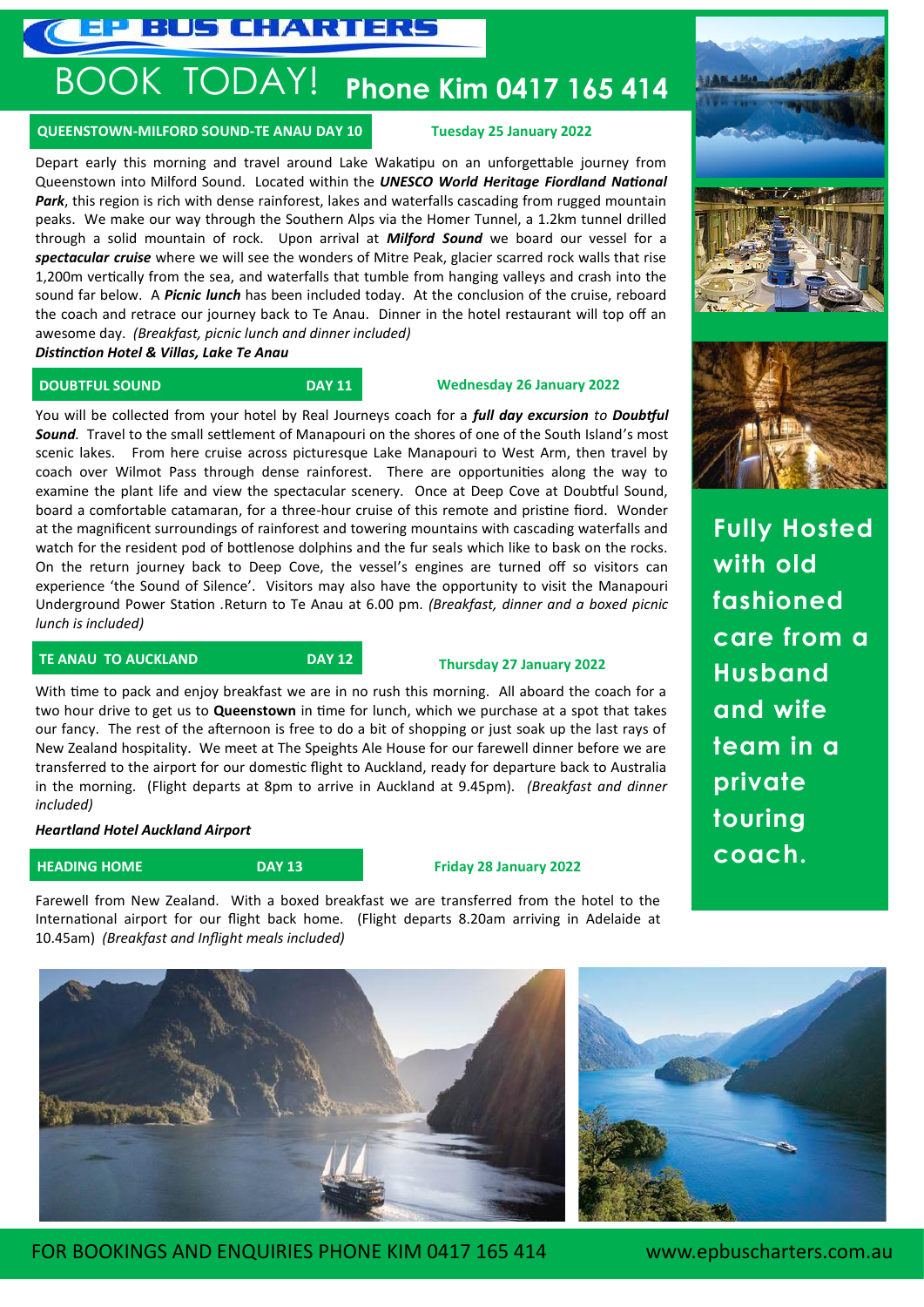# EP BUS CHARTERS

## BOOK TODAY! Phone Kim 0417 165 414

### QUEENSTOWN-MILFORD SOUND-TE ANAU DAY 10 — Tuesday 25 January 2022

Depart early this morning and travel around Lake Wakatipu on an unforgettable journey from Queenstown into Milford Sound. Located within the ***UNESCO World Heritage Fiordland National Park***, this region is rich with dense rainforest, lakes and waterfalls cascading from rugged mountain peaks. We make our way through the Southern Alps via the Homer Tunnel, a 1.2km tunnel drilled through a solid mountain of rock. Upon arrival at ***Milford Sound*** we board our vessel for a ***spectacular cruise*** where we will see the wonders of Mitre Peak, glacier scarred rock walls that rise 1,200m vertically from the sea, and waterfalls that tumble from hanging valleys and crash into the sound far below. A ***Picnic lunch*** has been included today. At the conclusion of the cruise, reboard the coach and retrace our journey back to Te Anau. Dinner in the hotel restaurant will top off an awesome day. *(Breakfast, picnic lunch and dinner included)*

***Distinction Hotel & Villas, Lake Te Anau***

### DOUBTFUL SOUND DAY 11 — Wednesday 26 January 2022

You will be collected from your hotel by Real Journeys coach for a ***full day excursion*** *to* ***Doubtful Sound***. Travel to the small settlement of Manapouri on the shores of one of the South Island's most scenic lakes. From here cruise across picturesque Lake Manapouri to West Arm, then travel by coach over Wilmot Pass through dense rainforest. There are opportunities along the way to examine the plant life and view the spectacular scenery. Once at Deep Cove at Doubtful Sound, board a comfortable catamaran, for a three-hour cruise of this remote and pristine fiord. Wonder at the magnificent surroundings of rainforest and towering mountains with cascading waterfalls and watch for the resident pod of bottlenose dolphins and the fur seals which like to bask on the rocks. On the return journey back to Deep Cove, the vessel's engines are turned off so visitors can experience 'the Sound of Silence'. Visitors may also have the opportunity to visit the Manapouri Underground Power Station .Return to Te Anau at 6.00 pm. *(Breakfast, dinner and a boxed picnic lunch is included)*

### TE ANAU TO AUCKLAND DAY 12 — Thursday 27 January 2022

With time to pack and enjoy breakfast we are in no rush this morning. All aboard the coach for a two hour drive to get us to **Queenstown** in time for lunch, which we purchase at a spot that takes our fancy. The rest of the afternoon is free to do a bit of shopping or just soak up the last rays of New Zealand hospitality. We meet at The Speights Ale House for our farewell dinner before we are transferred to the airport for our domestic flight to Auckland, ready for departure back to Australia in the morning. (Flight departs at 8pm to arrive in Auckland at 9.45pm). *(Breakfast and dinner included)*

***Heartland Hotel Auckland Airport***

### HEADING HOME DAY 13 — Friday 28 January 2022

Farewell from New Zealand. With a boxed breakfast we are transferred from the hotel to the International airport for our flight back home. (Flight departs 8.20am arriving in Adelaide at 10.45am) *(Breakfast and Inflight meals included)*

**Fully Hosted with old fashioned care from a Husband and wife team in a private touring coach.**

FOR BOOKINGS AND ENQUIRIES PHONE KIM 0417 165 414 www.epbuscharters.com.au